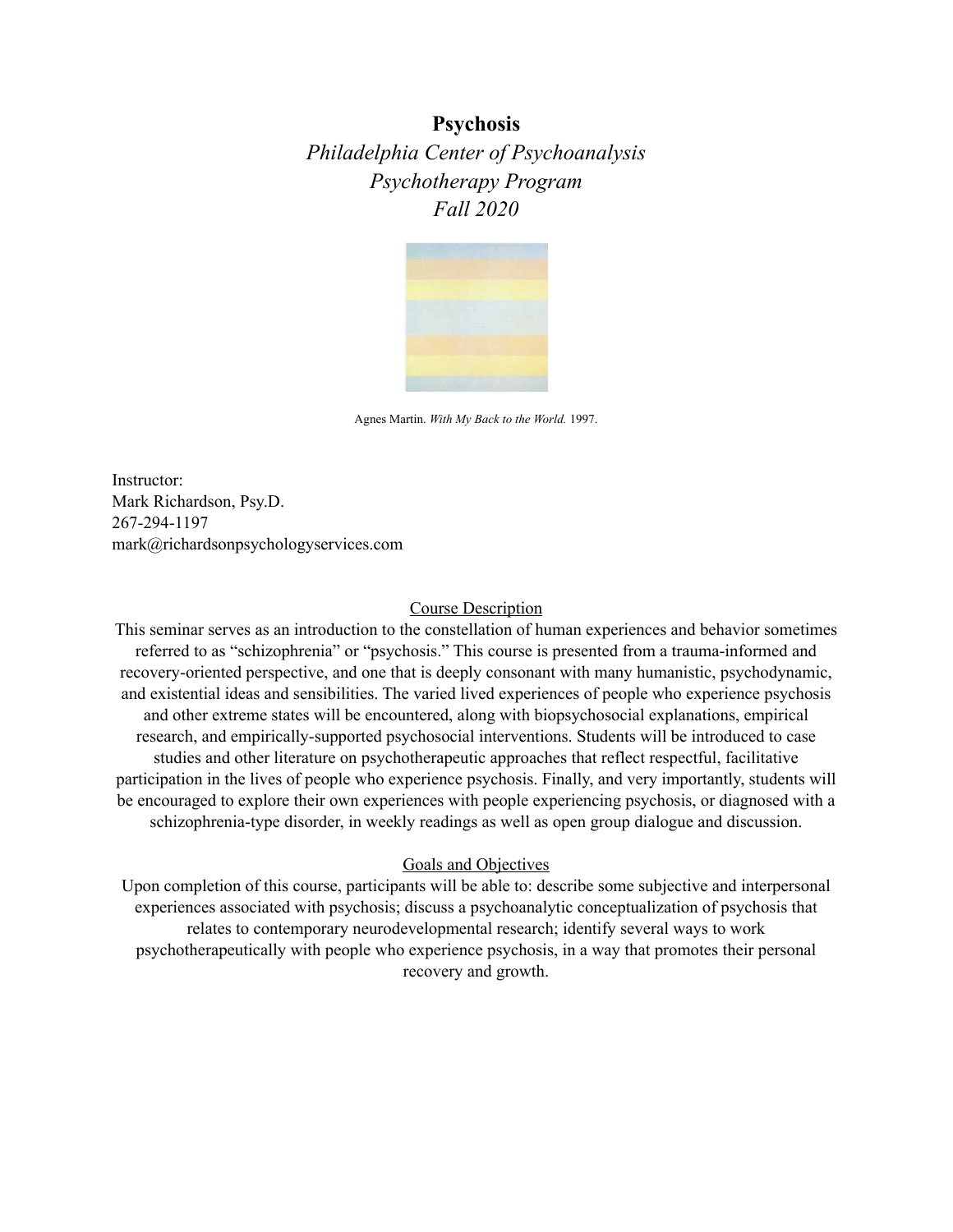# Psychosis

*Philadelphia Center of Psychoanalysis*
*Psychotherapy Program*
*Fall 2020*

Agnes Martin. *With My Back to the World.* 1997.

Instructor:
Mark Richardson, Psy.D.
267-294-1197
mark@richardsonpsychologyservices.com

## Course Description

This seminar serves as an introduction to the constellation of human experiences and behavior sometimes referred to as "schizophrenia" or "psychosis." This course is presented from a trauma-informed and recovery-oriented perspective, and one that is deeply consonant with many humanistic, psychodynamic, and existential ideas and sensibilities. The varied lived experiences of people who experience psychosis and other extreme states will be encountered, along with biopsychosocial explanations, empirical research, and empirically-supported psychosocial interventions. Students will be introduced to case studies and other literature on psychotherapeutic approaches that reflect respectful, facilitative participation in the lives of people who experience psychosis. Finally, and very importantly, students will be encouraged to explore their own experiences with people experiencing psychosis, or diagnosed with a schizophrenia-type disorder, in weekly readings as well as open group dialogue and discussion.

## Goals and Objectives

Upon completion of this course, participants will be able to: describe some subjective and interpersonal experiences associated with psychosis; discuss a psychoanalytic conceptualization of psychosis that relates to contemporary neurodevelopmental research; identify several ways to work psychotherapeutically with people who experience psychosis, in a way that promotes their personal recovery and growth.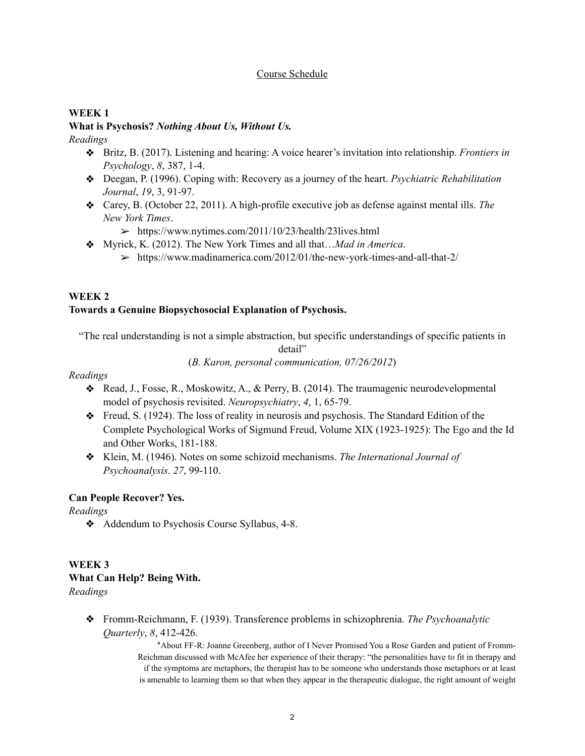Course Schedule

**WEEK 1**

**What is Psychosis?** ***Nothing About Us, Without Us.***

*Readings*

- Britz, B. (2017). Listening and hearing: A voice hearer's invitation into relationship. *Frontiers in Psychology*, *8*, 387, 1-4.
- Deegan, P. (1996). Coping with: Recovery as a journey of the heart. *Psychiatric Rehabilitation Journal*, *19*, 3, 91-97.
- Carey, B. (October 22, 2011). A high-profile executive job as defense against mental ills. *The New York Times*.
  - https://www.nytimes.com/2011/10/23/health/23lives.html
- Myrick, K. (2012). The New York Times and all that…*Mad in America*.
  - https://www.madinamerica.com/2012/01/the-new-york-times-and-all-that-2/

**WEEK 2**

**Towards a Genuine Biopsychosocial Explanation of Psychosis.**

"The real understanding is not a simple abstraction, but specific understandings of specific patients in detail"

(*B. Karon, personal communication, 07/26/2012*)

*Readings*

- Read, J., Fosse, R., Moskowitz, A., & Perry, B. (2014). The traumagenic neurodevelopmental model of psychosis revisited. *Neuropsychiatry*, *4*, 1, 65-79.
- Freud, S. (1924). The loss of reality in neurosis and psychosis. The Standard Edition of the Complete Psychological Works of Sigmund Freud, Volume XIX (1923-1925): The Ego and the Id and Other Works, 181-188.
- Klein, M. (1946). Notes on some schizoid mechanisms. *The International Journal of Psychoanalysis*. *27*, 99-110.

**Can People Recover? Yes.**

*Readings*

- Addendum to Psychosis Course Syllabus, 4-8.

**WEEK 3**

**What Can Help? Being With.**

*Readings*

- Fromm-Reichmann, F. (1939). Transference problems in schizophrenia. *The Psychoanalytic Quarterly*, *8*, 412-426.

  *About FF-R: Joanne Greenberg, author of I Never Promised You a Rose Garden and patient of Fromm-Reichman discussed with McAfee her experience of their therapy: "the personalities have to fit in therapy and if the symptoms are metaphors, the therapist has to be someone who understands those metaphors or at least is amenable to learning them so that when they appear in the therapeutic dialogue, the right amount of weight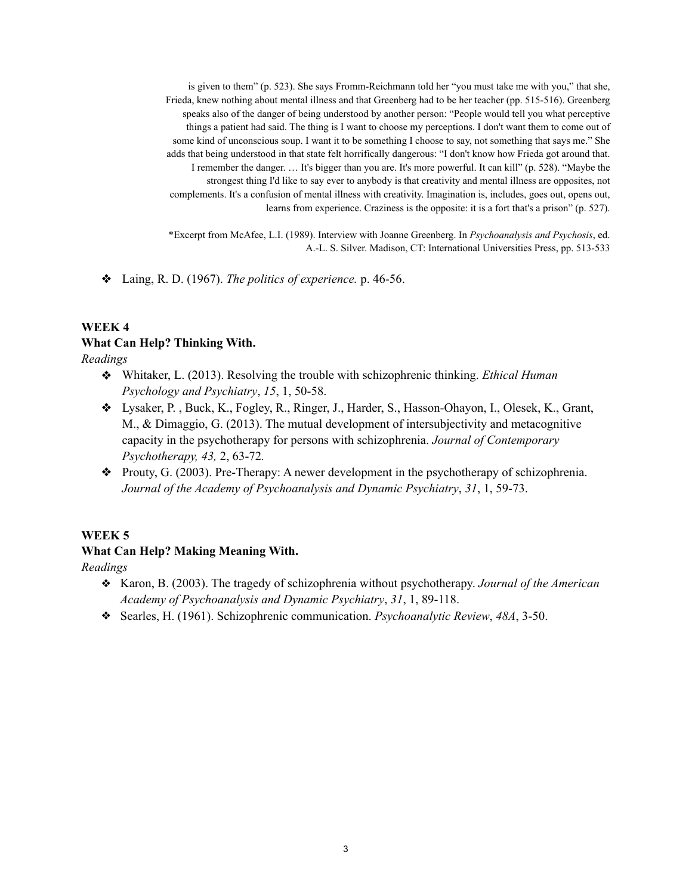> is given to them" (p. 523). She says Fromm-Reichmann told her "you must take me with you," that she, Frieda, knew nothing about mental illness and that Greenberg had to be her teacher (pp. 515-516). Greenberg speaks also of the danger of being understood by another person: "People would tell you what perceptive things a patient had said. The thing is I want to choose my perceptions. I don't want them to come out of some kind of unconscious soup. I want it to be something I choose to say, not something that says me." She adds that being understood in that state felt horrifically dangerous: "I don't know how Frieda got around that. I remember the danger. … It's bigger than you are. It's more powerful. It can kill" (p. 528). "Maybe the strongest thing I'd like to say ever to anybody is that creativity and mental illness are opposites, not complements. It's a confusion of mental illness with creativity. Imagination is, includes, goes out, opens out, learns from experience. Craziness is the opposite: it is a fort that's a prison" (p. 527).
>
> *Excerpt from McAfee, L.I. (1989). Interview with Joanne Greenberg. In *Psychoanalysis and Psychosis*, ed. A.-L. S. Silver. Madison, CT: International Universities Press, pp. 513-533

- Laing, R. D. (1967). *The politics of experience.* p. 46-56.

**WEEK 4**

**What Can Help? Thinking With.**

*Readings*

- Whitaker, L. (2013). Resolving the trouble with schizophrenic thinking. *Ethical Human Psychology and Psychiatry*, *15*, 1, 50-58.
- Lysaker, P. , Buck, K., Fogley, R., Ringer, J., Harder, S., Hasson-Ohayon, I., Olesek, K., Grant, M., & Dimaggio, G. (2013). The mutual development of intersubjectivity and metacognitive capacity in the psychotherapy for persons with schizophrenia. *Journal of Contemporary Psychotherapy, 43,* 2, 63-72.
- Prouty, G. (2003). Pre-Therapy: A newer development in the psychotherapy of schizophrenia. *Journal of the Academy of Psychoanalysis and Dynamic Psychiatry*, *31*, 1, 59-73.

**WEEK 5**

**What Can Help? Making Meaning With.**

*Readings*

- Karon, B. (2003). The tragedy of schizophrenia without psychotherapy. *Journal of the American Academy of Psychoanalysis and Dynamic Psychiatry*, *31*, 1, 89-118.
- Searles, H. (1961). Schizophrenic communication. *Psychoanalytic Review*, *48A*, 3-50.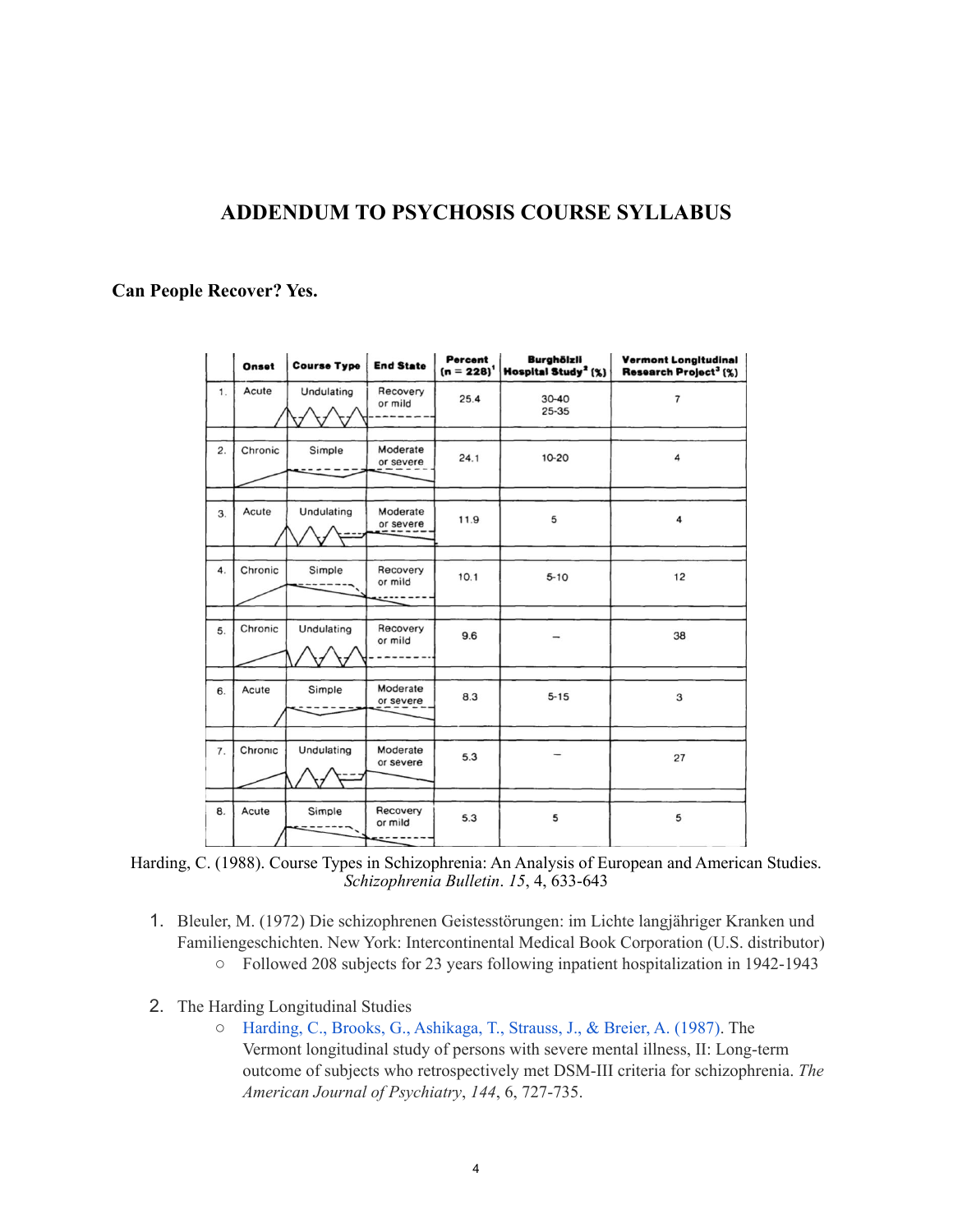## ADDENDUM TO PSYCHOSIS COURSE SYLLABUS

**Can People Recover? Yes.**

| | Onset | Course Type | End State | Percent (n = 228)[1] | Burghölzli Hospital Study[2] (%) | Vermont Longitudinal Research Project[3] (%) |
|---|---|---|---|---|---|---|
| 1. | Acute | Undulating | Recovery or mild | 25.4 | 30-40<br>25-35 | 7 |
| 2. | Chronic | Simple | Moderate or severe | 24.1 | 10-20 | 4 |
| 3. | Acute | Undulating | Moderate or severe | 11.9 | 5 | 4 |
| 4. | Chronic | Simple | Recovery or mild | 10.1 | 5-10 | 12 |
| 5. | Chronic | Undulating | Recovery or mild | 9.6 | – | 38 |
| 6. | Acute | Simple | Moderate or severe | 8.3 | 5-15 | 3 |
| 7. | Chronic | Undulating | Moderate or severe | 5.3 | – | 27 |
| 8. | Acute | Simple | Recovery or mild | 5.3 | 5 | 5 |

Harding, C. (1988). Course Types in Schizophrenia: An Analysis of European and American Studies. *Schizophrenia Bulletin*. *15*, 4, 633-643

1. Bleuler, M. (1972) Die schizophrenen Geistesstörungen: im Lichte langjähriger Kranken und Familiengeschichten. New York: Intercontinental Medical Book Corporation (U.S. distributor)
   - Followed 208 subjects for 23 years following inpatient hospitalization in 1942-1943
2. The Harding Longitudinal Studies
   - Harding, C., Brooks, G., Ashikaga, T., Strauss, J., & Breier, A. (1987). The Vermont longitudinal study of persons with severe mental illness, II: Long-term outcome of subjects who retrospectively met DSM-III criteria for schizophrenia. *The American Journal of Psychiatry*, *144*, 6, 727-735.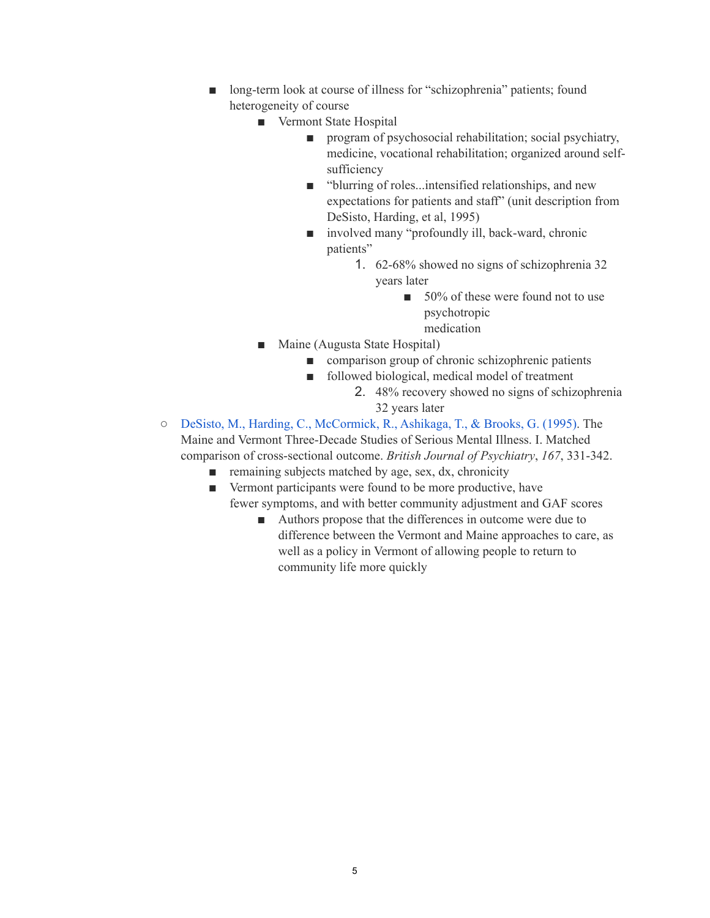- long-term look at course of illness for "schizophrenia" patients; found heterogeneity of course
  - Vermont State Hospital
    - program of psychosocial rehabilitation; social psychiatry, medicine, vocational rehabilitation; organized around self-sufficiency
    - "blurring of roles...intensified relationships, and new expectations for patients and staff" (unit description from DeSisto, Harding, et al, 1995)
    - involved many "profoundly ill, back-ward, chronic patients"
      1. 62-68% showed no signs of schizophrenia 32 years later
         - 50% of these were found not to use psychotropic medication
  - Maine (Augusta State Hospital)
    - comparison group of chronic schizophrenic patients
    - followed biological, medical model of treatment
      2. 48% recovery showed no signs of schizophrenia 32 years later

- DeSisto, M., Harding, C., McCormick, R., Ashikaga, T., & Brooks, G. (1995). The Maine and Vermont Three-Decade Studies of Serious Mental Illness. I. Matched comparison of cross-sectional outcome. *British Journal of Psychiatry*, *167*, 331-342.
  - remaining subjects matched by age, sex, dx, chronicity
  - Vermont participants were found to be more productive, have fewer symptoms, and with better community adjustment and GAF scores
    - Authors propose that the differences in outcome were due to difference between the Vermont and Maine approaches to care, as well as a policy in Vermont of allowing people to return to community life more quickly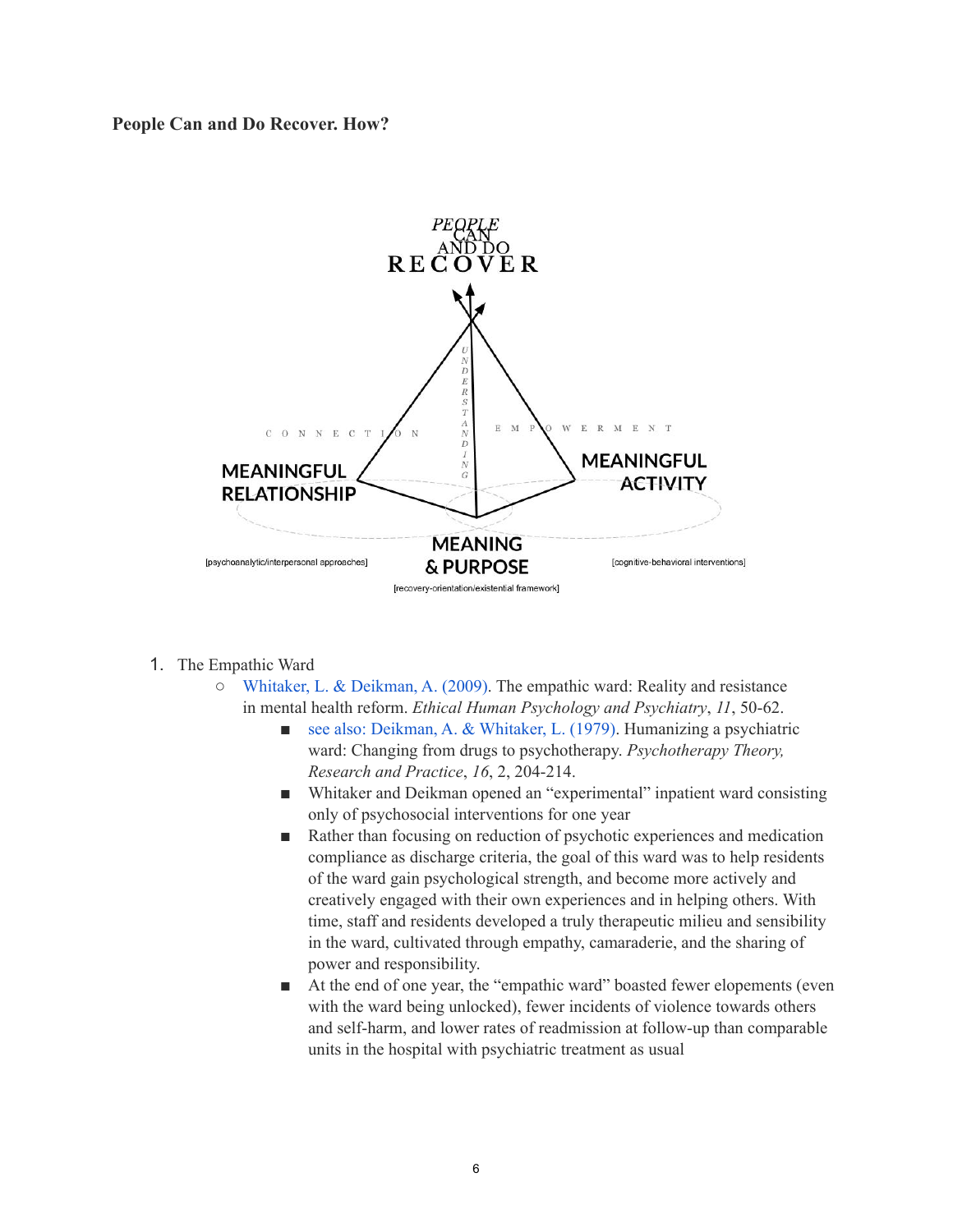**People Can and Do Recover. How?**

*PEOPLE CAN AND DO* RECOVER

CONNECTION — UNDERSTANDING — EMPOWERMENT

MEANINGFUL RELATIONSHIP

[psychoanalytic/interpersonal approaches]

MEANING & PURPOSE

[recovery-orientation/existential framework]

MEANINGFUL ACTIVITY

[cognitive-behavioral interventions]

1. The Empathic Ward
   - Whitaker, L. & Deikman, A. (2009). The empathic ward: Reality and resistance in mental health reform. *Ethical Human Psychology and Psychiatry*, *11*, 50-62.
     - see also: Deikman, A. & Whitaker, L. (1979). Humanizing a psychiatric ward: Changing from drugs to psychotherapy. *Psychotherapy Theory, Research and Practice*, *16*, 2, 204-214.
     - Whitaker and Deikman opened an "experimental" inpatient ward consisting only of psychosocial interventions for one year
     - Rather than focusing on reduction of psychotic experiences and medication compliance as discharge criteria, the goal of this ward was to help residents of the ward gain psychological strength, and become more actively and creatively engaged with their own experiences and in helping others. With time, staff and residents developed a truly therapeutic milieu and sensibility in the ward, cultivated through empathy, camaraderie, and the sharing of power and responsibility.
     - At the end of one year, the "empathic ward" boasted fewer elopements (even with the ward being unlocked), fewer incidents of violence towards others and self-harm, and lower rates of readmission at follow-up than comparable units in the hospital with psychiatric treatment as usual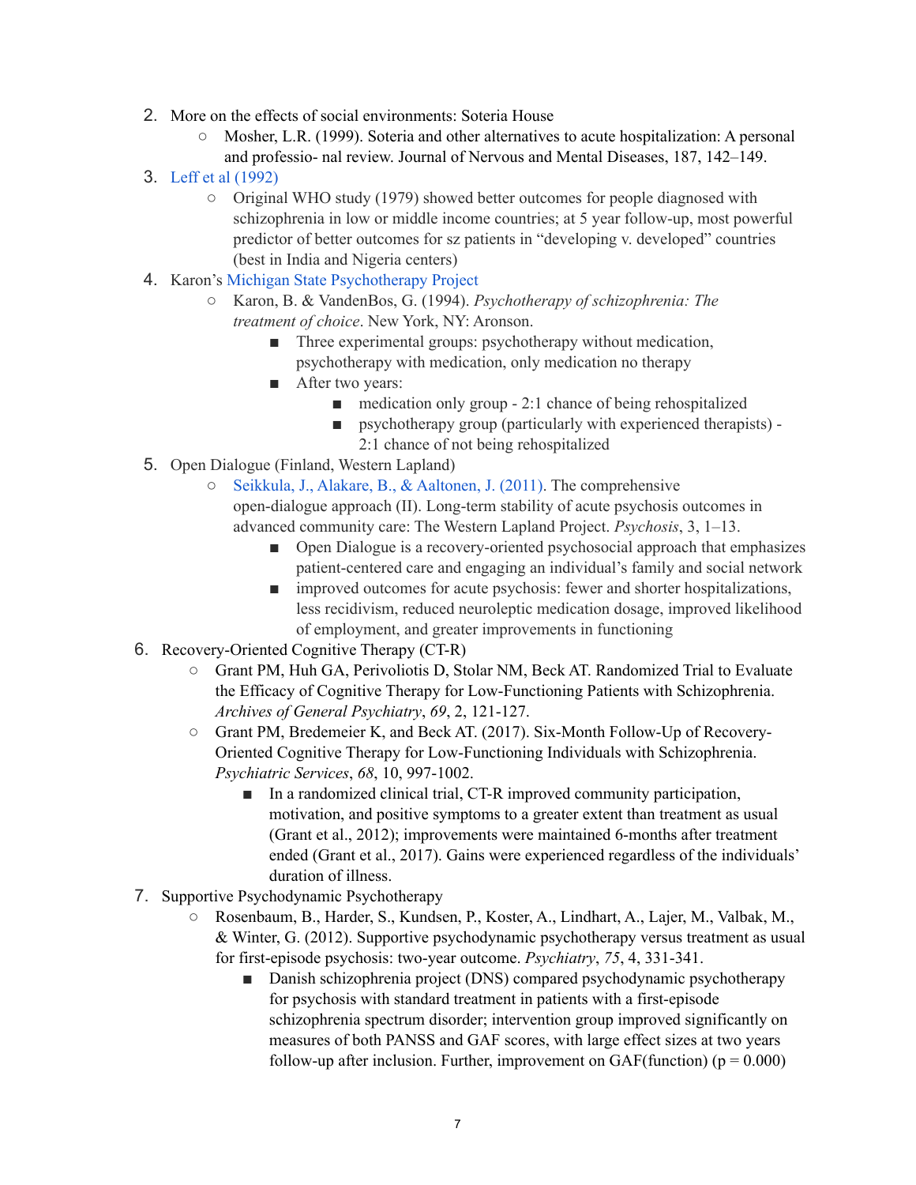2. More on the effects of social environments: Soteria House
    - Mosher, L.R. (1999). Soteria and other alternatives to acute hospitalization: A personal and professio- nal review. Journal of Nervous and Mental Diseases, 187, 142–149.
3. Leff et al (1992)
    - Original WHO study (1979) showed better outcomes for people diagnosed with schizophrenia in low or middle income countries; at 5 year follow-up, most powerful predictor of better outcomes for sz patients in "developing v. developed" countries (best in India and Nigeria centers)
4. Karon's Michigan State Psychotherapy Project
    - Karon, B. & VandenBos, G. (1994). *Psychotherapy of schizophrenia: The treatment of choice*. New York, NY: Aronson.
        - Three experimental groups: psychotherapy without medication, psychotherapy with medication, only medication no therapy
        - After two years:
            - medication only group - 2:1 chance of being rehospitalized
            - psychotherapy group (particularly with experienced therapists) - 2:1 chance of not being rehospitalized
5. Open Dialogue (Finland, Western Lapland)
    - Seikkula, J., Alakare, B., & Aaltonen, J. (2011). The comprehensive open-dialogue approach (II). Long-term stability of acute psychosis outcomes in advanced community care: The Western Lapland Project. *Psychosis*, 3, 1–13.
        - Open Dialogue is a recovery-oriented psychosocial approach that emphasizes patient-centered care and engaging an individual's family and social network
        - improved outcomes for acute psychosis: fewer and shorter hospitalizations, less recidivism, reduced neuroleptic medication dosage, improved likelihood of employment, and greater improvements in functioning
6. Recovery-Oriented Cognitive Therapy (CT-R)
    - Grant PM, Huh GA, Perivoliotis D, Stolar NM, Beck AT. Randomized Trial to Evaluate the Efficacy of Cognitive Therapy for Low-Functioning Patients with Schizophrenia. *Archives of General Psychiatry*, *69*, 2, 121-127.
    - Grant PM, Bredemeier K, and Beck AT. (2017). Six-Month Follow-Up of Recovery-Oriented Cognitive Therapy for Low-Functioning Individuals with Schizophrenia. *Psychiatric Services*, *68*, 10, 997-1002.
        - In a randomized clinical trial, CT-R improved community participation, motivation, and positive symptoms to a greater extent than treatment as usual (Grant et al., 2012); improvements were maintained 6-months after treatment ended (Grant et al., 2017). Gains were experienced regardless of the individuals' duration of illness.
7. Supportive Psychodynamic Psychotherapy
    - Rosenbaum, B., Harder, S., Kundsen, P., Koster, A., Lindhart, A., Lajer, M., Valbak, M., & Winter, G. (2012). Supportive psychodynamic psychotherapy versus treatment as usual for first-episode psychosis: two-year outcome. *Psychiatry*, *75*, 4, 331-341.
        - Danish schizophrenia project (DNS) compared psychodynamic psychotherapy for psychosis with standard treatment in patients with a first-episode schizophrenia spectrum disorder; intervention group improved significantly on measures of both PANSS and GAF scores, with large effect sizes at two years follow-up after inclusion. Further, improvement on GAF(function) ($p = 0.000$)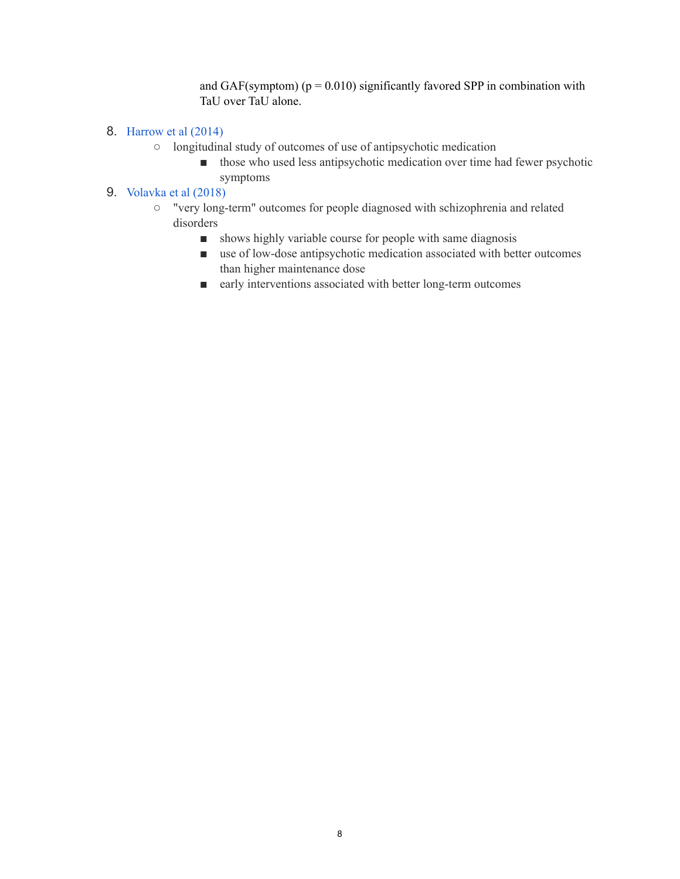and GAF(symptom) ($p = 0.010$) significantly favored SPP in combination with TaU over TaU alone.

8. Harrow et al (2014)
   - longitudinal study of outcomes of use of antipsychotic medication
     - those who used less antipsychotic medication over time had fewer psychotic symptoms
9. Volavka et al (2018)
   - "very long-term" outcomes for people diagnosed with schizophrenia and related disorders
     - shows highly variable course for people with same diagnosis
     - use of low-dose antipsychotic medication associated with better outcomes than higher maintenance dose
     - early interventions associated with better long-term outcomes